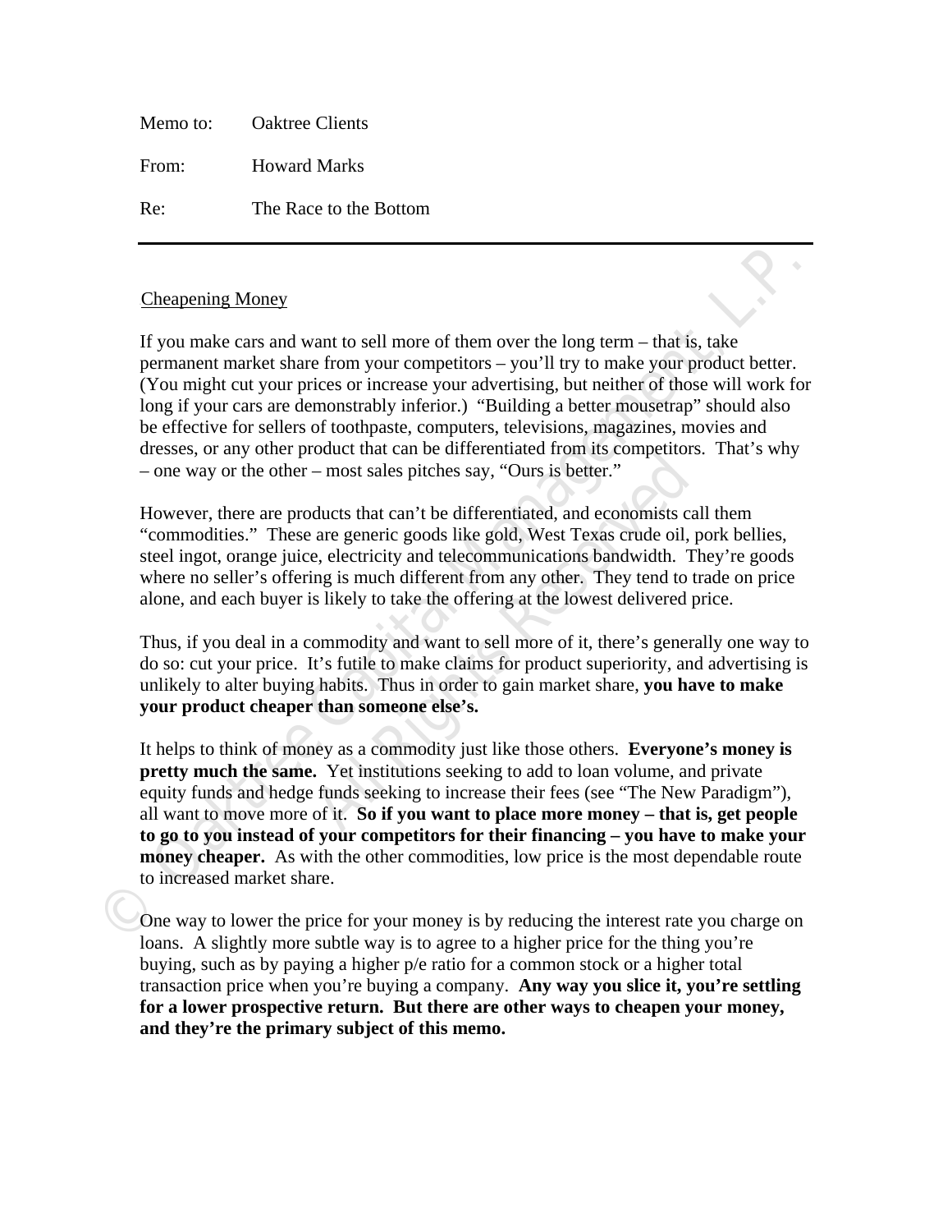Memo to: Oaktree Clients

From: Howard Marks

Re: The Race to the Bottom

---

Cheapening Money

If you make cars and want to sell more of them over the long term – that is, take permanent market share from your competitors – you'll try to make your product better. (You might cut your prices or increase your advertising, but neither of those will work for long if your cars are demonstrably inferior.) "Building a better mousetrap" should also be effective for sellers of toothpaste, computers, televisions, magazines, movies and dresses, or any other product that can be differentiated from its competitors. That's why – one way or the other – most sales pitches say, "Ours is better."

However, there are products that can't be differentiated, and economists call them "commodities." These are generic goods like gold, West Texas crude oil, pork bellies, steel ingot, orange juice, electricity and telecommunications bandwidth. They're goods where no seller's offering is much different from any other. They tend to trade on price alone, and each buyer is likely to take the offering at the lowest delivered price.

Thus, if you deal in a commodity and want to sell more of it, there's generally one way to do so: cut your price. It's futile to make claims for product superiority, and advertising is unlikely to alter buying habits. Thus in order to gain market share, **you have to make your product cheaper than someone else's.**

It helps to think of money as a commodity just like those others. **Everyone's money is pretty much the same.** Yet institutions seeking to add to loan volume, and private equity funds and hedge funds seeking to increase their fees (see "The New Paradigm"), all want to move more of it. **So if you want to place more money – that is, get people to go to you instead of your competitors for their financing – you have to make your money cheaper.** As with the other commodities, low price is the most dependable route to increased market share.

One way to lower the price for your money is by reducing the interest rate you charge on loans. A slightly more subtle way is to agree to a higher price for the thing you're buying, such as by paying a higher p/e ratio for a common stock or a higher total transaction price when you're buying a company. **Any way you slice it, you're settling for a lower prospective return. But there are other ways to cheapen your money, and they're the primary subject of this memo.**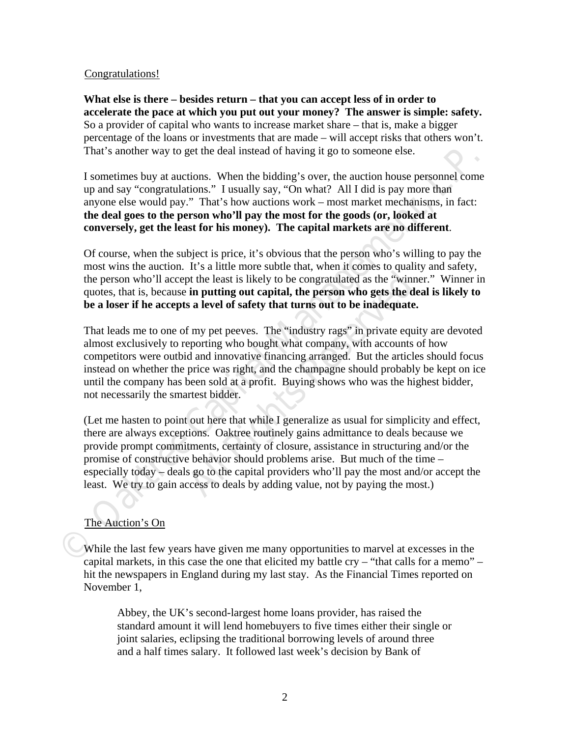Congratulations!

**What else is there – besides return – that you can accept less of in order to accelerate the pace at which you put out your money? The answer is simple: safety.** So a provider of capital who wants to increase market share – that is, make a bigger percentage of the loans or investments that are made – will accept risks that others won't. That's another way to get the deal instead of having it go to someone else.

I sometimes buy at auctions. When the bidding's over, the auction house personnel come up and say "congratulations." I usually say, "On what? All I did is pay more than anyone else would pay." That's how auctions work – most market mechanisms, in fact: **the deal goes to the person who'll pay the most for the goods (or, looked at conversely, get the least for his money). The capital markets are no different**.

Of course, when the subject is price, it's obvious that the person who's willing to pay the most wins the auction. It's a little more subtle that, when it comes to quality and safety, the person who'll accept the least is likely to be congratulated as the "winner." Winner in quotes, that is, because **in putting out capital, the person who gets the deal is likely to be a loser if he accepts a level of safety that turns out to be inadequate.**

That leads me to one of my pet peeves. The "industry rags" in private equity are devoted almost exclusively to reporting who bought what company, with accounts of how competitors were outbid and innovative financing arranged. But the articles should focus instead on whether the price was right, and the champagne should probably be kept on ice until the company has been sold at a profit. Buying shows who was the highest bidder, not necessarily the smartest bidder.

(Let me hasten to point out here that while I generalize as usual for simplicity and effect, there are always exceptions. Oaktree routinely gains admittance to deals because we provide prompt commitments, certainty of closure, assistance in structuring and/or the promise of constructive behavior should problems arise. But much of the time – especially today – deals go to the capital providers who'll pay the most and/or accept the least. We try to gain access to deals by adding value, not by paying the most.)

The Auction's On

While the last few years have given me many opportunities to marvel at excesses in the capital markets, in this case the one that elicited my battle cry – "that calls for a memo" – hit the newspapers in England during my last stay. As the Financial Times reported on November 1,

> Abbey, the UK's second-largest home loans provider, has raised the standard amount it will lend homebuyers to five times either their single or joint salaries, eclipsing the traditional borrowing levels of around three and a half times salary. It followed last week's decision by Bank of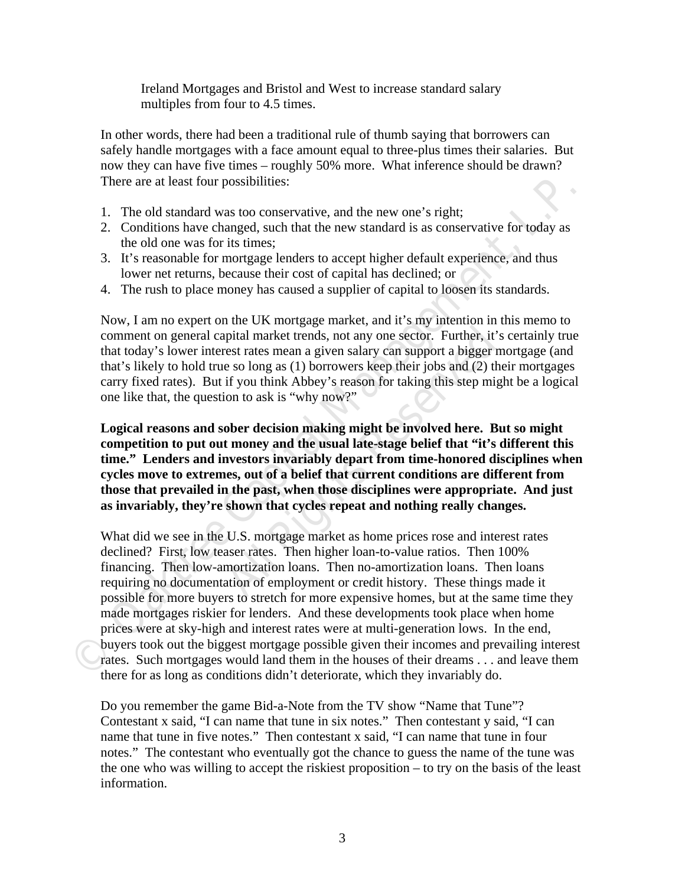Ireland Mortgages and Bristol and West to increase standard salary multiples from four to 4.5 times.

In other words, there had been a traditional rule of thumb saying that borrowers can safely handle mortgages with a face amount equal to three-plus times their salaries. But now they can have five times – roughly 50% more. What inference should be drawn? There are at least four possibilities:

1. The old standard was too conservative, and the new one's right;
2. Conditions have changed, such that the new standard is as conservative for today as the old one was for its times;
3. It's reasonable for mortgage lenders to accept higher default experience, and thus lower net returns, because their cost of capital has declined; or
4. The rush to place money has caused a supplier of capital to loosen its standards.

Now, I am no expert on the UK mortgage market, and it's my intention in this memo to comment on general capital market trends, not any one sector. Further, it's certainly true that today's lower interest rates mean a given salary can support a bigger mortgage (and that's likely to hold true so long as (1) borrowers keep their jobs and (2) their mortgages carry fixed rates). But if you think Abbey's reason for taking this step might be a logical one like that, the question to ask is "why now?"

**Logical reasons and sober decision making might be involved here. But so might competition to put out money and the usual late-stage belief that "it's different this time." Lenders and investors invariably depart from time-honored disciplines when cycles move to extremes, out of a belief that current conditions are different from those that prevailed in the past, when those disciplines were appropriate. And just as invariably, they're shown that cycles repeat and nothing really changes.**

What did we see in the U.S. mortgage market as home prices rose and interest rates declined? First, low teaser rates. Then higher loan-to-value ratios. Then 100% financing. Then low-amortization loans. Then no-amortization loans. Then loans requiring no documentation of employment or credit history. These things made it possible for more buyers to stretch for more expensive homes, but at the same time they made mortgages riskier for lenders. And these developments took place when home prices were at sky-high and interest rates were at multi-generation lows. In the end, buyers took out the biggest mortgage possible given their incomes and prevailing interest rates. Such mortgages would land them in the houses of their dreams . . . and leave them there for as long as conditions didn't deteriorate, which they invariably do.

Do you remember the game Bid-a-Note from the TV show "Name that Tune"? Contestant x said, "I can name that tune in six notes." Then contestant y said, "I can name that tune in five notes." Then contestant x said, "I can name that tune in four notes." The contestant who eventually got the chance to guess the name of the tune was the one who was willing to accept the riskiest proposition – to try on the basis of the least information.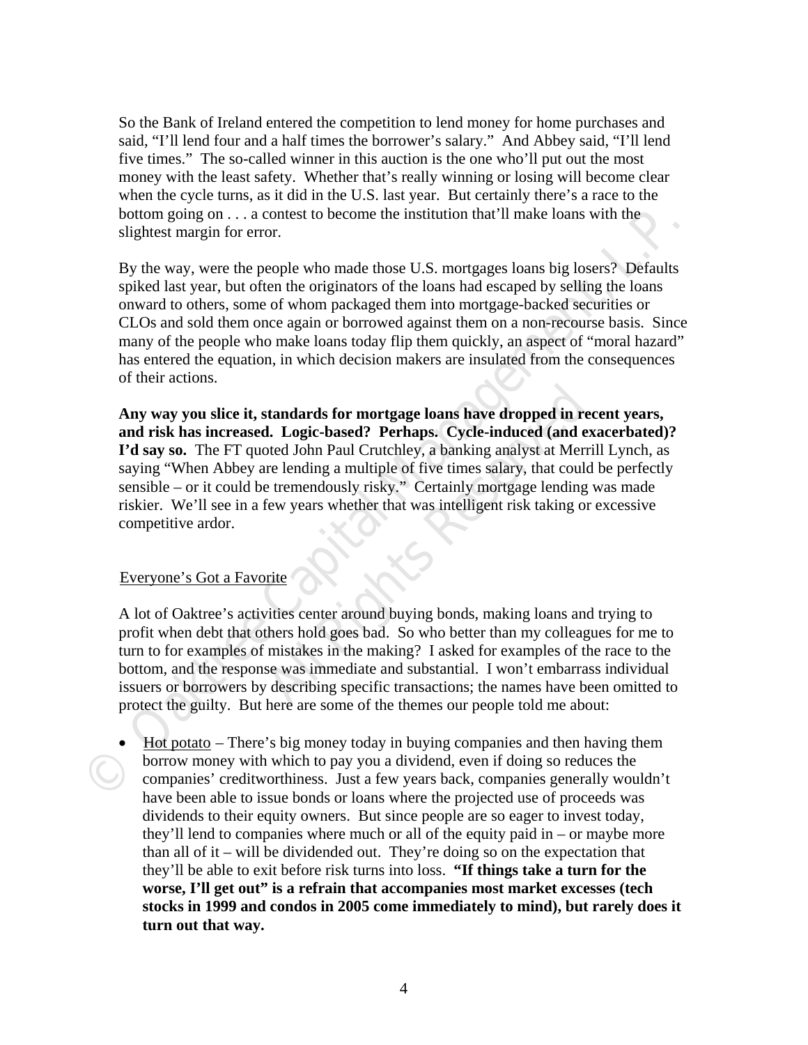So the Bank of Ireland entered the competition to lend money for home purchases and said, "I'll lend four and a half times the borrower's salary." And Abbey said, "I'll lend five times." The so-called winner in this auction is the one who'll put out the most money with the least safety. Whether that's really winning or losing will become clear when the cycle turns, as it did in the U.S. last year. But certainly there's a race to the bottom going on . . . a contest to become the institution that'll make loans with the slightest margin for error.

By the way, were the people who made those U.S. mortgages loans big losers? Defaults spiked last year, but often the originators of the loans had escaped by selling the loans onward to others, some of whom packaged them into mortgage-backed securities or CLOs and sold them once again or borrowed against them on a non-recourse basis. Since many of the people who make loans today flip them quickly, an aspect of "moral hazard" has entered the equation, in which decision makers are insulated from the consequences of their actions.

**Any way you slice it, standards for mortgage loans have dropped in recent years, and risk has increased. Logic-based? Perhaps. Cycle-induced (and exacerbated)? I'd say so.** The FT quoted John Paul Crutchley, a banking analyst at Merrill Lynch, as saying "When Abbey are lending a multiple of five times salary, that could be perfectly sensible – or it could be tremendously risky." Certainly mortgage lending was made riskier. We'll see in a few years whether that was intelligent risk taking or excessive competitive ardor.

## Everyone's Got a Favorite

A lot of Oaktree's activities center around buying bonds, making loans and trying to profit when debt that others hold goes bad. So who better than my colleagues for me to turn to for examples of mistakes in the making? I asked for examples of the race to the bottom, and the response was immediate and substantial. I won't embarrass individual issuers or borrowers by describing specific transactions; the names have been omitted to protect the guilty. But here are some of the themes our people told me about:

- Hot potato – There's big money today in buying companies and then having them borrow money with which to pay you a dividend, even if doing so reduces the companies' creditworthiness. Just a few years back, companies generally wouldn't have been able to issue bonds or loans where the projected use of proceeds was dividends to their equity owners. But since people are so eager to invest today, they'll lend to companies where much or all of the equity paid in – or maybe more than all of it – will be dividended out. They're doing so on the expectation that they'll be able to exit before risk turns into loss. **"If things take a turn for the worse, I'll get out" is a refrain that accompanies most market excesses (tech stocks in 1999 and condos in 2005 come immediately to mind), but rarely does it turn out that way.**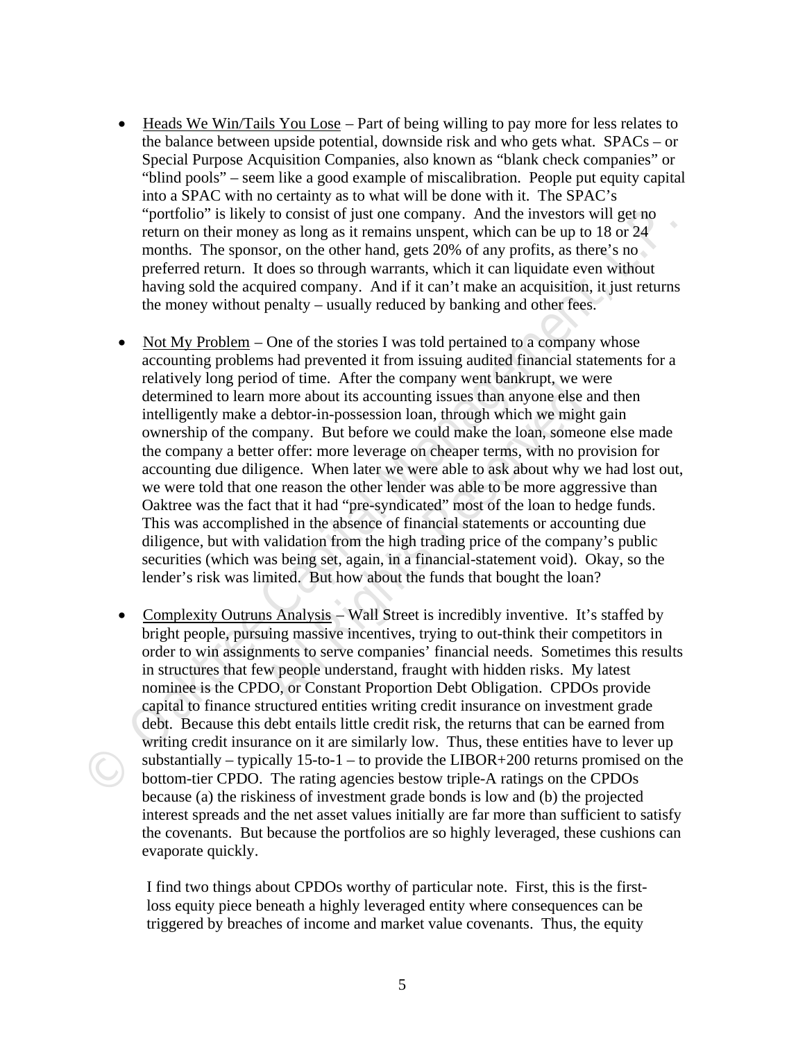- Heads We Win/Tails You Lose – Part of being willing to pay more for less relates to the balance between upside potential, downside risk and who gets what. SPACs – or Special Purpose Acquisition Companies, also known as "blank check companies" or "blind pools" – seem like a good example of miscalibration. People put equity capital into a SPAC with no certainty as to what will be done with it. The SPAC's "portfolio" is likely to consist of just one company. And the investors will get no return on their money as long as it remains unspent, which can be up to 18 or 24 months. The sponsor, on the other hand, gets 20% of any profits, as there's no preferred return. It does so through warrants, which it can liquidate even without having sold the acquired company. And if it can't make an acquisition, it just returns the money without penalty – usually reduced by banking and other fees.

- Not My Problem – One of the stories I was told pertained to a company whose accounting problems had prevented it from issuing audited financial statements for a relatively long period of time. After the company went bankrupt, we were determined to learn more about its accounting issues than anyone else and then intelligently make a debtor-in-possession loan, through which we might gain ownership of the company. But before we could make the loan, someone else made the company a better offer: more leverage on cheaper terms, with no provision for accounting due diligence. When later we were able to ask about why we had lost out, we were told that one reason the other lender was able to be more aggressive than Oaktree was the fact that it had "pre-syndicated" most of the loan to hedge funds. This was accomplished in the absence of financial statements or accounting due diligence, but with validation from the high trading price of the company's public securities (which was being set, again, in a financial-statement void). Okay, so the lender's risk was limited. But how about the funds that bought the loan?

- Complexity Outruns Analysis – Wall Street is incredibly inventive. It's staffed by bright people, pursuing massive incentives, trying to out-think their competitors in order to win assignments to serve companies' financial needs. Sometimes this results in structures that few people understand, fraught with hidden risks. My latest nominee is the CPDO, or Constant Proportion Debt Obligation. CPDOs provide capital to finance structured entities writing credit insurance on investment grade debt. Because this debt entails little credit risk, the returns that can be earned from writing credit insurance on it are similarly low. Thus, these entities have to lever up substantially – typically 15-to-1 – to provide the LIBOR+200 returns promised on the bottom-tier CPDO. The rating agencies bestow triple-A ratings on the CPDOs because (a) the riskiness of investment grade bonds is low and (b) the projected interest spreads and the net asset values initially are far more than sufficient to satisfy the covenants. But because the portfolios are so highly leveraged, these cushions can evaporate quickly.

  I find two things about CPDOs worthy of particular note. First, this is the first-loss equity piece beneath a highly leveraged entity where consequences can be triggered by breaches of income and market value covenants. Thus, the equity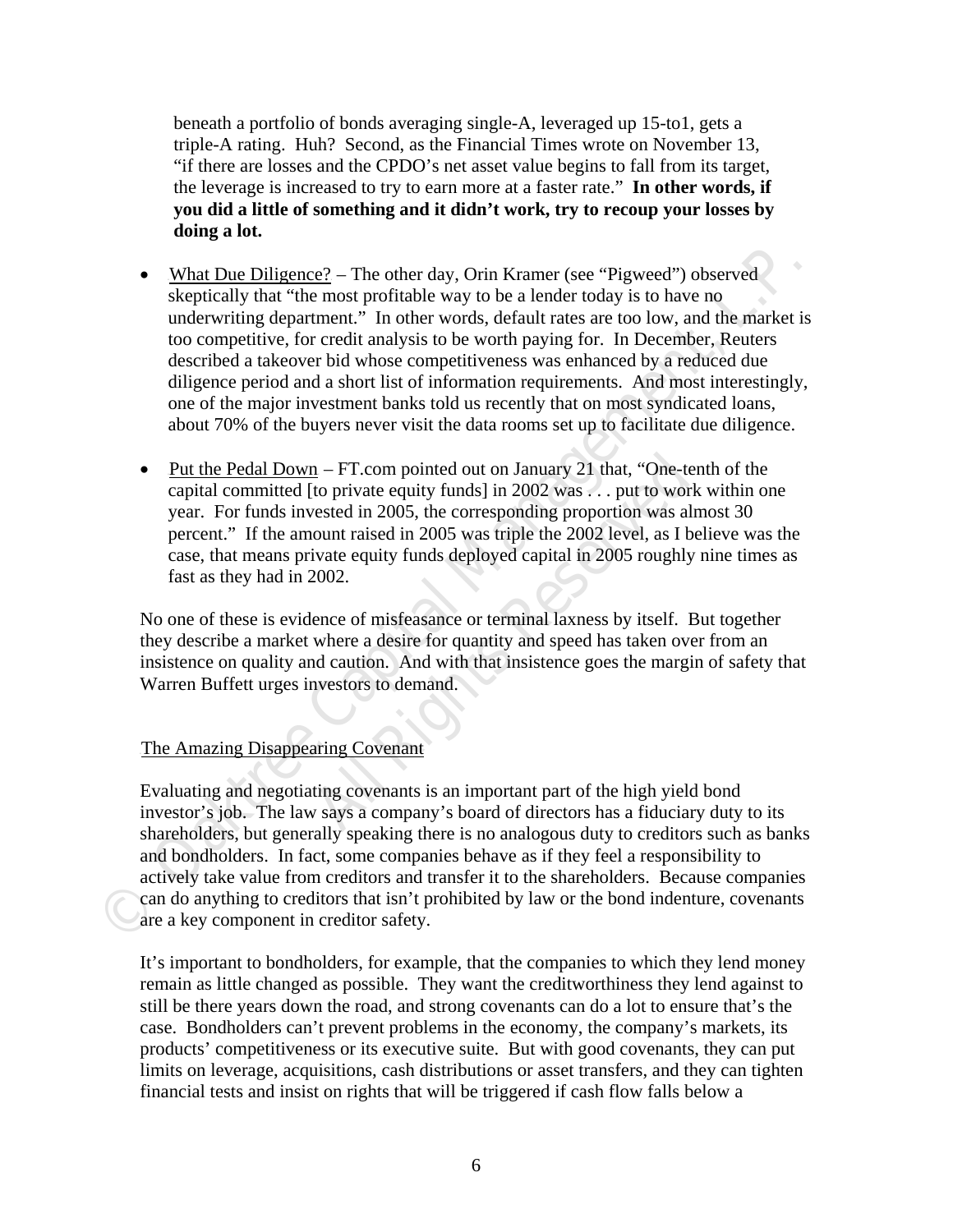beneath a portfolio of bonds averaging single-A, leveraged up 15-to1, gets a triple-A rating. Huh? Second, as the Financial Times wrote on November 13, "if there are losses and the CPDO's net asset value begins to fall from its target, the leverage is increased to try to earn more at a faster rate." **In other words, if you did a little of something and it didn't work, try to recoup your losses by doing a lot.**

- What Due Diligence? – The other day, Orin Kramer (see "Pigweed") observed skeptically that "the most profitable way to be a lender today is to have no underwriting department." In other words, default rates are too low, and the market is too competitive, for credit analysis to be worth paying for. In December, Reuters described a takeover bid whose competitiveness was enhanced by a reduced due diligence period and a short list of information requirements. And most interestingly, one of the major investment banks told us recently that on most syndicated loans, about 70% of the buyers never visit the data rooms set up to facilitate due diligence.

- Put the Pedal Down – FT.com pointed out on January 21 that, "One-tenth of the capital committed [to private equity funds] in 2002 was . . . put to work within one year. For funds invested in 2005, the corresponding proportion was almost 30 percent." If the amount raised in 2005 was triple the 2002 level, as I believe was the case, that means private equity funds deployed capital in 2005 roughly nine times as fast as they had in 2002.

No one of these is evidence of misfeasance or terminal laxness by itself. But together they describe a market where a desire for quantity and speed has taken over from an insistence on quality and caution. And with that insistence goes the margin of safety that Warren Buffett urges investors to demand.

## The Amazing Disappearing Covenant

Evaluating and negotiating covenants is an important part of the high yield bond investor's job. The law says a company's board of directors has a fiduciary duty to its shareholders, but generally speaking there is no analogous duty to creditors such as banks and bondholders. In fact, some companies behave as if they feel a responsibility to actively take value from creditors and transfer it to the shareholders. Because companies can do anything to creditors that isn't prohibited by law or the bond indenture, covenants are a key component in creditor safety.

It's important to bondholders, for example, that the companies to which they lend money remain as little changed as possible. They want the creditworthiness they lend against to still be there years down the road, and strong covenants can do a lot to ensure that's the case. Bondholders can't prevent problems in the economy, the company's markets, its products' competitiveness or its executive suite. But with good covenants, they can put limits on leverage, acquisitions, cash distributions or asset transfers, and they can tighten financial tests and insist on rights that will be triggered if cash flow falls below a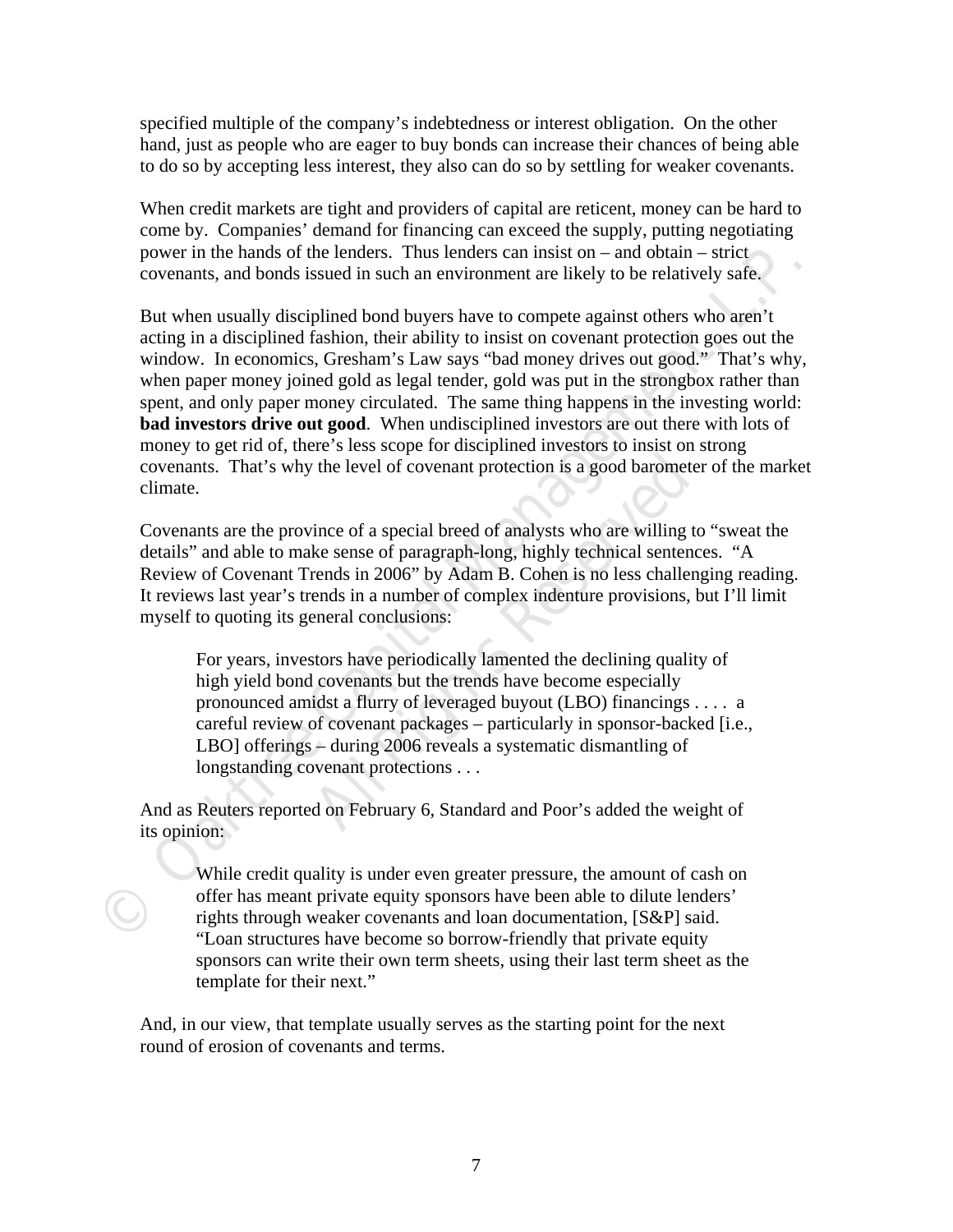specified multiple of the company's indebtedness or interest obligation. On the other hand, just as people who are eager to buy bonds can increase their chances of being able to do so by accepting less interest, they also can do so by settling for weaker covenants.

When credit markets are tight and providers of capital are reticent, money can be hard to come by. Companies' demand for financing can exceed the supply, putting negotiating power in the hands of the lenders. Thus lenders can insist on – and obtain – strict covenants, and bonds issued in such an environment are likely to be relatively safe.

But when usually disciplined bond buyers have to compete against others who aren't acting in a disciplined fashion, their ability to insist on covenant protection goes out the window. In economics, Gresham's Law says "bad money drives out good." That's why, when paper money joined gold as legal tender, gold was put in the strongbox rather than spent, and only paper money circulated. The same thing happens in the investing world: **bad investors drive out good**. When undisciplined investors are out there with lots of money to get rid of, there's less scope for disciplined investors to insist on strong covenants. That's why the level of covenant protection is a good barometer of the market climate.

Covenants are the province of a special breed of analysts who are willing to "sweat the details" and able to make sense of paragraph-long, highly technical sentences. "A Review of Covenant Trends in 2006" by Adam B. Cohen is no less challenging reading. It reviews last year's trends in a number of complex indenture provisions, but I'll limit myself to quoting its general conclusions:

> For years, investors have periodically lamented the declining quality of high yield bond covenants but the trends have become especially pronounced amidst a flurry of leveraged buyout (LBO) financings . . . . a careful review of covenant packages – particularly in sponsor-backed [i.e., LBO] offerings – during 2006 reveals a systematic dismantling of longstanding covenant protections . . .

And as Reuters reported on February 6, Standard and Poor's added the weight of its opinion:

> While credit quality is under even greater pressure, the amount of cash on offer has meant private equity sponsors have been able to dilute lenders' rights through weaker covenants and loan documentation, [S&P] said. "Loan structures have become so borrow-friendly that private equity sponsors can write their own term sheets, using their last term sheet as the template for their next."

And, in our view, that template usually serves as the starting point for the next round of erosion of covenants and terms.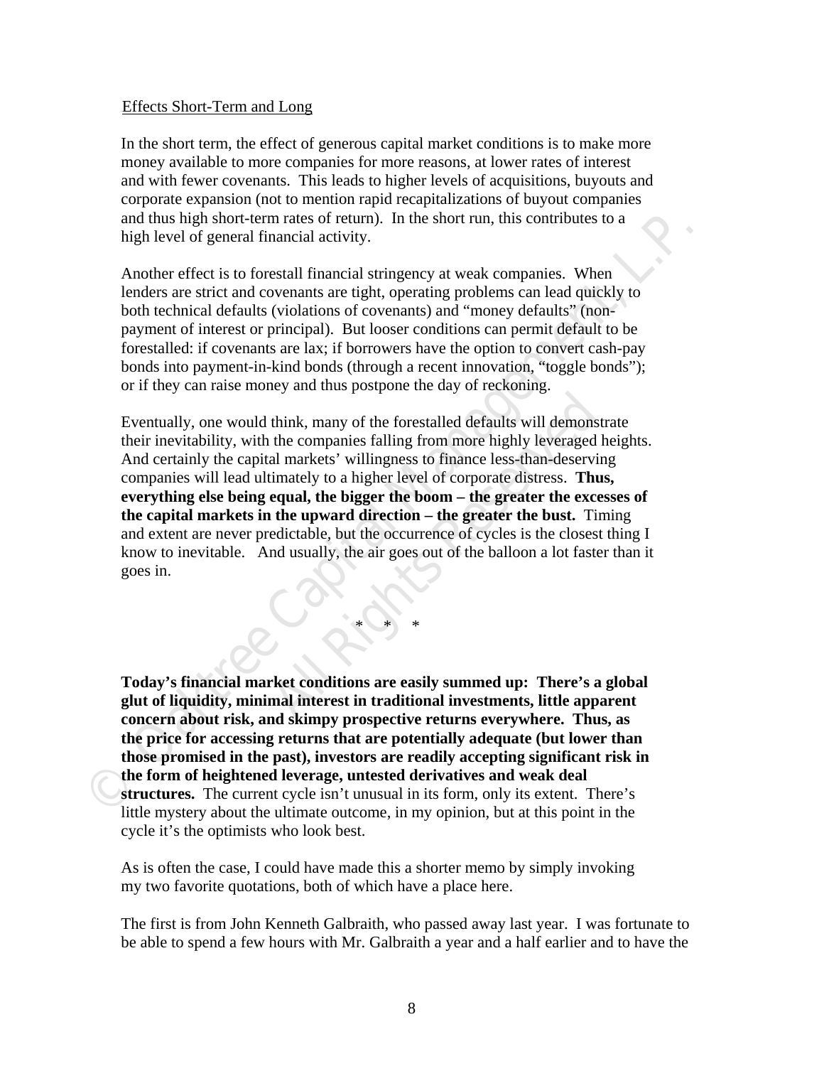Effects Short-Term and Long

In the short term, the effect of generous capital market conditions is to make more money available to more companies for more reasons, at lower rates of interest and with fewer covenants. This leads to higher levels of acquisitions, buyouts and corporate expansion (not to mention rapid recapitalizations of buyout companies and thus high short-term rates of return). In the short run, this contributes to a high level of general financial activity.

Another effect is to forestall financial stringency at weak companies. When lenders are strict and covenants are tight, operating problems can lead quickly to both technical defaults (violations of covenants) and "money defaults" (non-payment of interest or principal). But looser conditions can permit default to be forestalled: if covenants are lax; if borrowers have the option to convert cash-pay bonds into payment-in-kind bonds (through a recent innovation, "toggle bonds"); or if they can raise money and thus postpone the day of reckoning.

Eventually, one would think, many of the forestalled defaults will demonstrate their inevitability, with the companies falling from more highly leveraged heights. And certainly the capital markets' willingness to finance less-than-deserving companies will lead ultimately to a higher level of corporate distress. **Thus, everything else being equal, the bigger the boom – the greater the excesses of the capital markets in the upward direction – the greater the bust.** Timing and extent are never predictable, but the occurrence of cycles is the closest thing I know to inevitable. And usually, the air goes out of the balloon a lot faster than it goes in.

\* \* \*

**Today's financial market conditions are easily summed up: There's a global glut of liquidity, minimal interest in traditional investments, little apparent concern about risk, and skimpy prospective returns everywhere. Thus, as the price for accessing returns that are potentially adequate (but lower than those promised in the past), investors are readily accepting significant risk in the form of heightened leverage, untested derivatives and weak deal structures.** The current cycle isn't unusual in its form, only its extent. There's little mystery about the ultimate outcome, in my opinion, but at this point in the cycle it's the optimists who look best.

As is often the case, I could have made this a shorter memo by simply invoking my two favorite quotations, both of which have a place here.

The first is from John Kenneth Galbraith, who passed away last year. I was fortunate to be able to spend a few hours with Mr. Galbraith a year and a half earlier and to have the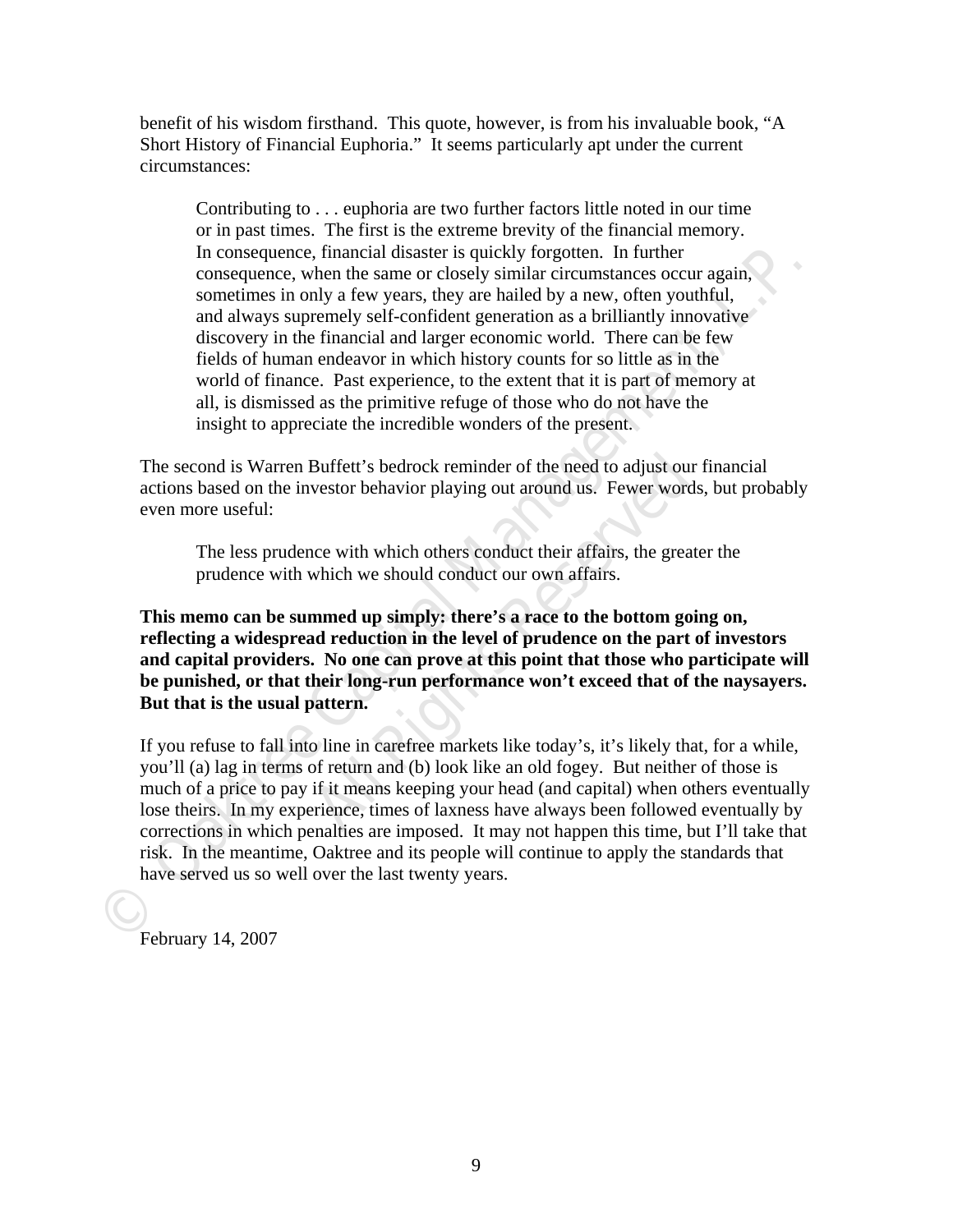benefit of his wisdom firsthand. This quote, however, is from his invaluable book, "A Short History of Financial Euphoria." It seems particularly apt under the current circumstances:

> Contributing to . . . euphoria are two further factors little noted in our time or in past times. The first is the extreme brevity of the financial memory. In consequence, financial disaster is quickly forgotten. In further consequence, when the same or closely similar circumstances occur again, sometimes in only a few years, they are hailed by a new, often youthful, and always supremely self-confident generation as a brilliantly innovative discovery in the financial and larger economic world. There can be few fields of human endeavor in which history counts for so little as in the world of finance. Past experience, to the extent that it is part of memory at all, is dismissed as the primitive refuge of those who do not have the insight to appreciate the incredible wonders of the present.

The second is Warren Buffett's bedrock reminder of the need to adjust our financial actions based on the investor behavior playing out around us. Fewer words, but probably even more useful:

> The less prudence with which others conduct their affairs, the greater the prudence with which we should conduct our own affairs.

**This memo can be summed up simply: there's a race to the bottom going on, reflecting a widespread reduction in the level of prudence on the part of investors and capital providers. No one can prove at this point that those who participate will be punished, or that their long-run performance won't exceed that of the naysayers. But that is the usual pattern.**

If you refuse to fall into line in carefree markets like today's, it's likely that, for a while, you'll (a) lag in terms of return and (b) look like an old fogey. But neither of those is much of a price to pay if it means keeping your head (and capital) when others eventually lose theirs. In my experience, times of laxness have always been followed eventually by corrections in which penalties are imposed. It may not happen this time, but I'll take that risk. In the meantime, Oaktree and its people will continue to apply the standards that have served us so well over the last twenty years.

February 14, 2007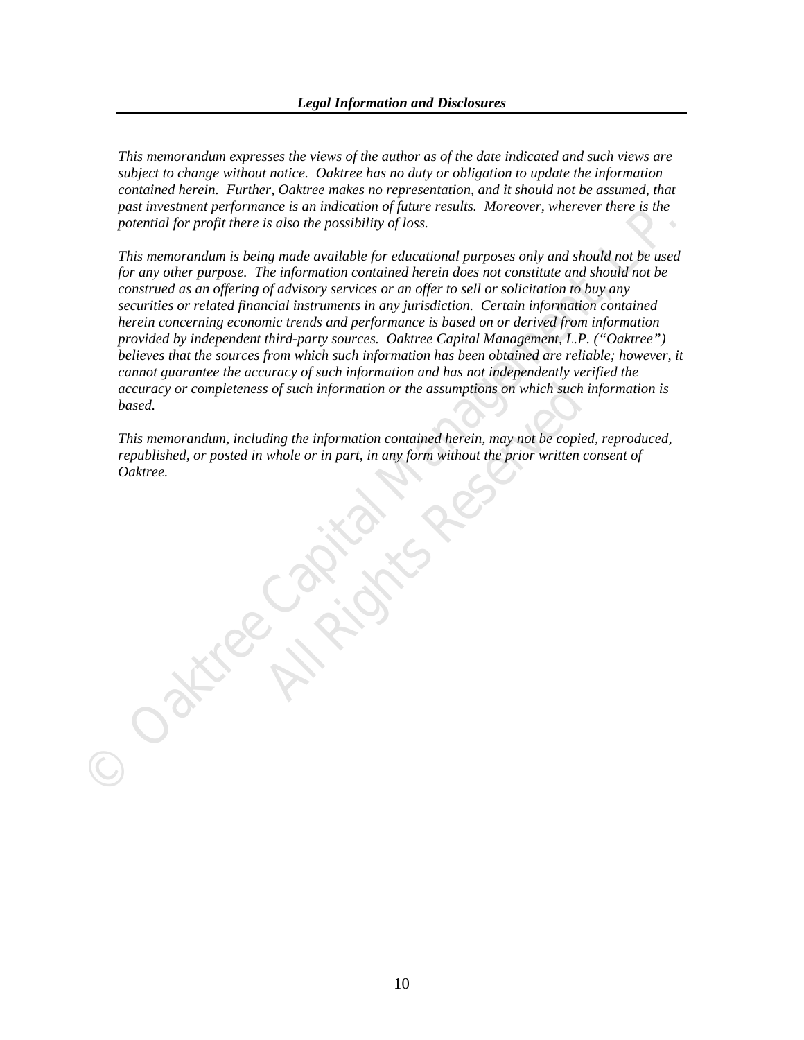***Legal Information and Disclosures***

*This memorandum expresses the views of the author as of the date indicated and such views are subject to change without notice. Oaktree has no duty or obligation to update the information contained herein. Further, Oaktree makes no representation, and it should not be assumed, that past investment performance is an indication of future results. Moreover, wherever there is the potential for profit there is also the possibility of loss.*

*This memorandum is being made available for educational purposes only and should not be used for any other purpose. The information contained herein does not constitute and should not be construed as an offering of advisory services or an offer to sell or solicitation to buy any securities or related financial instruments in any jurisdiction. Certain information contained herein concerning economic trends and performance is based on or derived from information provided by independent third-party sources. Oaktree Capital Management, L.P. ("Oaktree") believes that the sources from which such information has been obtained are reliable; however, it cannot guarantee the accuracy of such information and has not independently verified the accuracy or completeness of such information or the assumptions on which such information is based.*

*This memorandum, including the information contained herein, may not be copied, reproduced, republished, or posted in whole or in part, in any form without the prior written consent of Oaktree.*